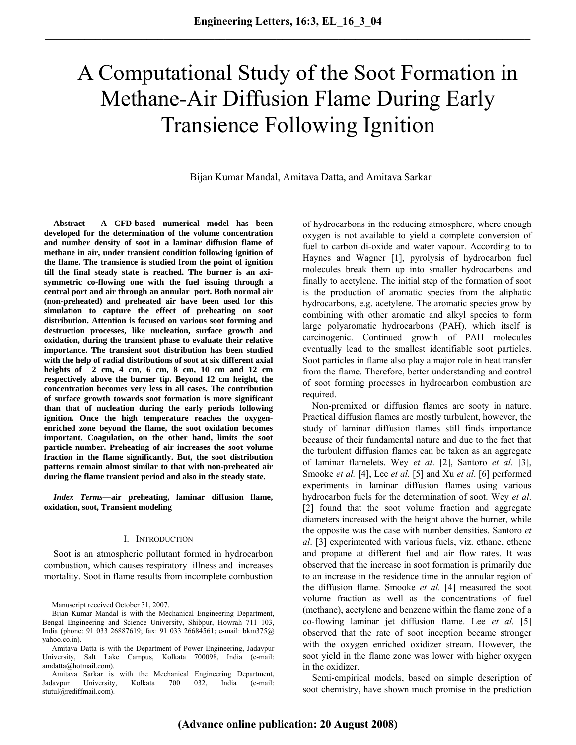# A Computational Study of the Soot Formation in Methane-Air Diffusion Flame During Early Transience Following Ignition

Bijan Kumar Mandal, Amitava Datta, and Amitava Sarkar

**Abstract— A CFD-based numerical model has been developed for the determination of the volume concentration and number density of soot in a laminar diffusion flame of methane in air, under transient condition following ignition of the flame. The transience is studied from the point of ignition till the final steady state is reached. The burner is an axi-symmetric co-flowing one with the fuel issuing through a central port and air through an annular port. Both normal air (non-preheated) and preheated air have been used for this simulation to capture the effect of preheating on soot distribution. Attention is focused on various soot forming and destruction processes, like nucleation, surface growth and oxidation, during the transient phase to evaluate their relative importance. The transient soot distribution has been studied with the help of radial distributions of soot at six different axial heights of 2 cm, 4 cm, 6 cm, 8 cm, 10 cm and 12 cm respectively above the burner tip. Beyond 12 cm height, the concentration becomes very less in all cases. The contribution of surface growth towards soot formation is more significant than that of nucleation during the early periods following ignition. Once the high temperature reaches the oxygen-enriched zone beyond the flame, the soot oxidation becomes important. Coagulation, on the other hand, limits the soot particle number. Preheating of air increases the soot volume fraction in the flame significantly. But, the soot distribution patterns remain almost similar to that with non-preheated air during the flame transient period and also in the steady state.**

***Index Terms*—air preheating, laminar diffusion flame, oxidation, soot, Transient modeling**

## I. Introduction

Soot is an atmospheric pollutant formed in hydrocarbon combustion, which causes respiratory illness and increases mortality. Soot in flame results from incomplete combustion of hydrocarbons in the reducing atmosphere, where enough oxygen is not available to yield a complete conversion of fuel to carbon di-oxide and water vapour. According to to Haynes and Wagner [1], pyrolysis of hydrocarbon fuel molecules break them up into smaller hydrocarbons and finally to acetylene. The initial step of the formation of soot is the production of aromatic species from the aliphatic hydrocarbons, e.g. acetylene. The aromatic species grow by combining with other aromatic and alkyl species to form large polyaromatic hydrocarbons (PAH), which itself is carcinogenic. Continued growth of PAH molecules eventually lead to the smallest identifiable soot particles. Soot particles in flame also play a major role in heat transfer from the flame. Therefore, better understanding and control of soot forming processes in hydrocarbon combustion are required.

Non-premixed or diffusion flames are sooty in nature. Practical diffusion flames are mostly turbulent, however, the study of laminar diffusion flames still finds importance because of their fundamental nature and due to the fact that the turbulent diffusion flames can be taken as an aggregate of laminar flamelets. Wey *et al*. [2], Santoro *et al.* [3], Smooke *et al.* [4], Lee *et al.* [5] and Xu *et al*. [6] performed experiments in laminar diffusion flames using various hydrocarbon fuels for the determination of soot. Wey *et al*. [2] found that the soot volume fraction and aggregate diameters increased with the height above the burner, while the opposite was the case with number densities. Santoro *et al*. [3] experimented with various fuels, viz. ethane, ethene and propane at different fuel and air flow rates. It was observed that the increase in soot formation is primarily due to an increase in the residence time in the annular region of the diffusion flame. Smooke *et al.* [4] measured the soot volume fraction as well as the concentrations of fuel (methane), acetylene and benzene within the flame zone of a co-flowing laminar jet diffusion flame. Lee *et al.* [5] observed that the rate of soot inception became stronger with the oxygen enriched oxidizer stream. However, the soot yield in the flame zone was lower with higher oxygen in the oxidizer.

Semi-empirical models, based on simple description of soot chemistry, have shown much promise in the prediction

Manuscript received October 31, 2007.

Bijan Kumar Mandal is with the Mechanical Engineering Department, Bengal Engineering and Science University, Shibpur, Howrah 711 103, India (phone: 91 033 26887619; fax: 91 033 26684561; e-mail: bkm375@yahoo.co.in).

Amitava Datta is with the Department of Power Engineering, Jadavpur University, Salt Lake Campus, Kolkata 700098, India (e-mail: amdatta@hotmail.com).

Amitava Sarkar is with the Mechanical Engineering Department, Jadavpur University, Kolkata 700 032, India (e-mail: stutul@rediffmail.com).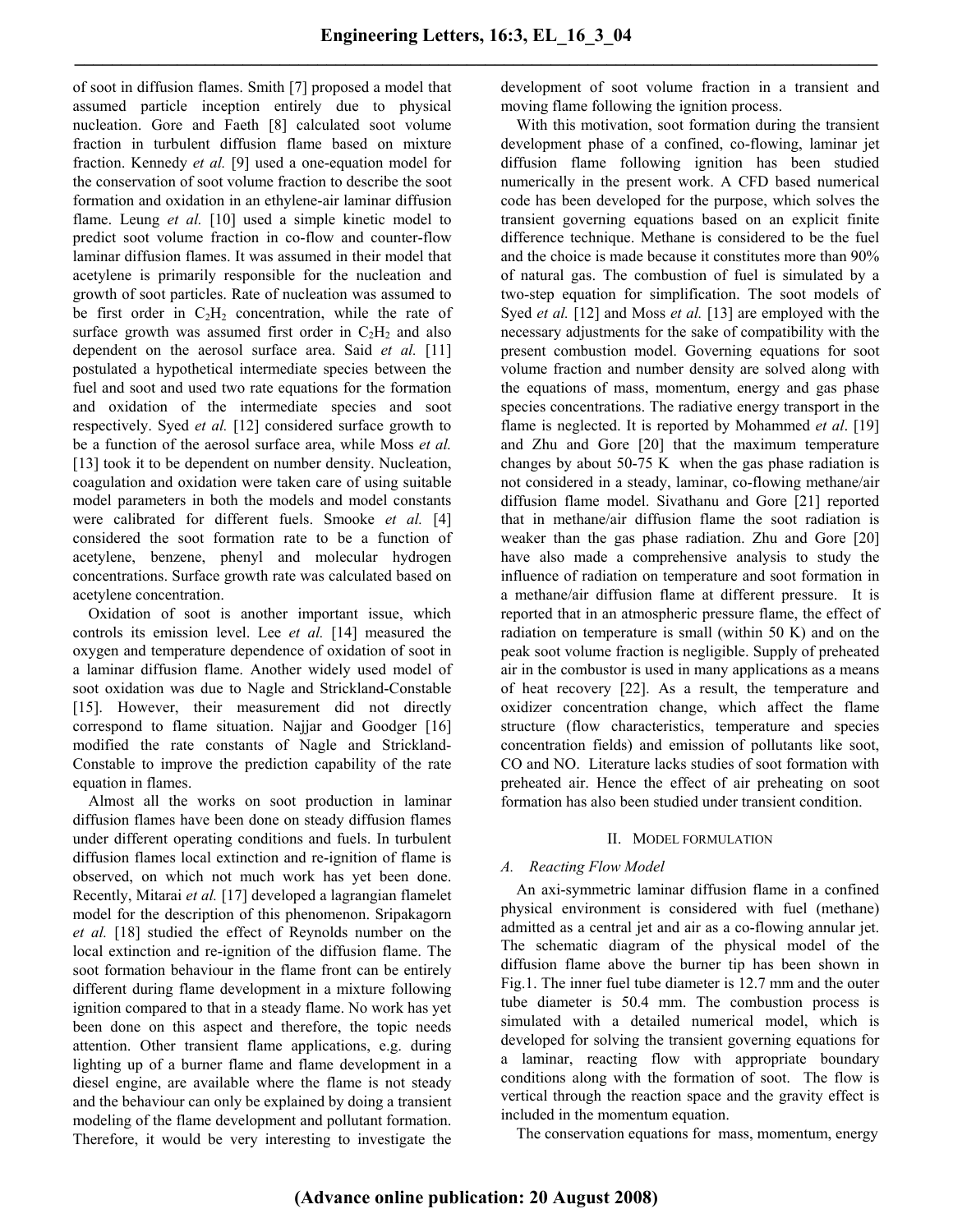of soot in diffusion flames. Smith [7] proposed a model that assumed particle inception entirely due to physical nucleation. Gore and Faeth [8] calculated soot volume fraction in turbulent diffusion flame based on mixture fraction. Kennedy *et al.* [9] used a one-equation model for the conservation of soot volume fraction to describe the soot formation and oxidation in an ethylene-air laminar diffusion flame. Leung *et al.* [10] used a simple kinetic model to predict soot volume fraction in co-flow and counter-flow laminar diffusion flames. It was assumed in their model that acetylene is primarily responsible for the nucleation and growth of soot particles. Rate of nucleation was assumed to be first order in $C_2H_2$ concentration, while the rate of surface growth was assumed first order in $C_2H_2$ and also dependent on the aerosol surface area. Said *et al.* [11] postulated a hypothetical intermediate species between the fuel and soot and used two rate equations for the formation and oxidation of the intermediate species and soot respectively. Syed *et al.* [12] considered surface growth to be a function of the aerosol surface area, while Moss *et al.* [13] took it to be dependent on number density. Nucleation, coagulation and oxidation were taken care of using suitable model parameters in both the models and model constants were calibrated for different fuels. Smooke *et al.* [4] considered the soot formation rate to be a function of acetylene, benzene, phenyl and molecular hydrogen concentrations. Surface growth rate was calculated based on acetylene concentration.

Oxidation of soot is another important issue, which controls its emission level. Lee *et al.* [14] measured the oxygen and temperature dependence of oxidation of soot in a laminar diffusion flame. Another widely used model of soot oxidation was due to Nagle and Strickland-Constable [15]. However, their measurement did not directly correspond to flame situation. Najjar and Goodger [16] modified the rate constants of Nagle and Strickland-Constable to improve the prediction capability of the rate equation in flames.

Almost all the works on soot production in laminar diffusion flames have been done on steady diffusion flames under different operating conditions and fuels. In turbulent diffusion flames local extinction and re-ignition of flame is observed, on which not much work has yet been done. Recently, Mitarai *et al.* [17] developed a lagrangian flamelet model for the description of this phenomenon. Sripakagorn *et al.* [18] studied the effect of Reynolds number on the local extinction and re-ignition of the diffusion flame. The soot formation behaviour in the flame front can be entirely different during flame development in a mixture following ignition compared to that in a steady flame. No work has yet been done on this aspect and therefore, the topic needs attention. Other transient flame applications, e.g. during lighting up of a burner flame and flame development in a diesel engine, are available where the flame is not steady and the behaviour can only be explained by doing a transient modeling of the flame development and pollutant formation. Therefore, it would be very interesting to investigate the development of soot volume fraction in a transient and moving flame following the ignition process.

With this motivation, soot formation during the transient development phase of a confined, co-flowing, laminar jet diffusion flame following ignition has been studied numerically in the present work. A CFD based numerical code has been developed for the purpose, which solves the transient governing equations based on an explicit finite difference technique. Methane is considered to be the fuel and the choice is made because it constitutes more than 90% of natural gas. The combustion of fuel is simulated by a two-step equation for simplification. The soot models of Syed *et al.* [12] and Moss *et al.* [13] are employed with the necessary adjustments for the sake of compatibility with the present combustion model. Governing equations for soot volume fraction and number density are solved along with the equations of mass, momentum, energy and gas phase species concentrations. The radiative energy transport in the flame is neglected. It is reported by Mohammed *et al*. [19] and Zhu and Gore [20] that the maximum temperature changes by about 50-75 K when the gas phase radiation is not considered in a steady, laminar, co-flowing methane/air diffusion flame model. Sivathanu and Gore [21] reported that in methane/air diffusion flame the soot radiation is weaker than the gas phase radiation. Zhu and Gore [20] have also made a comprehensive analysis to study the influence of radiation on temperature and soot formation in a methane/air diffusion flame at different pressure. It is reported that in an atmospheric pressure flame, the effect of radiation on temperature is small (within 50 K) and on the peak soot volume fraction is negligible. Supply of preheated air in the combustor is used in many applications as a means of heat recovery [22]. As a result, the temperature and oxidizer concentration change, which affect the flame structure (flow characteristics, temperature and species concentration fields) and emission of pollutants like soot, CO and NO. Literature lacks studies of soot formation with preheated air. Hence the effect of air preheating on soot formation has also been studied under transient condition.

## II. Model Formulation

### A. Reacting Flow Model

An axi-symmetric laminar diffusion flame in a confined physical environment is considered with fuel (methane) admitted as a central jet and air as a co-flowing annular jet. The schematic diagram of the physical model of the diffusion flame above the burner tip has been shown in Fig.1. The inner fuel tube diameter is 12.7 mm and the outer tube diameter is 50.4 mm. The combustion process is simulated with a detailed numerical model, which is developed for solving the transient governing equations for a laminar, reacting flow with appropriate boundary conditions along with the formation of soot. The flow is vertical through the reaction space and the gravity effect is included in the momentum equation.

The conservation equations for mass, momentum, energy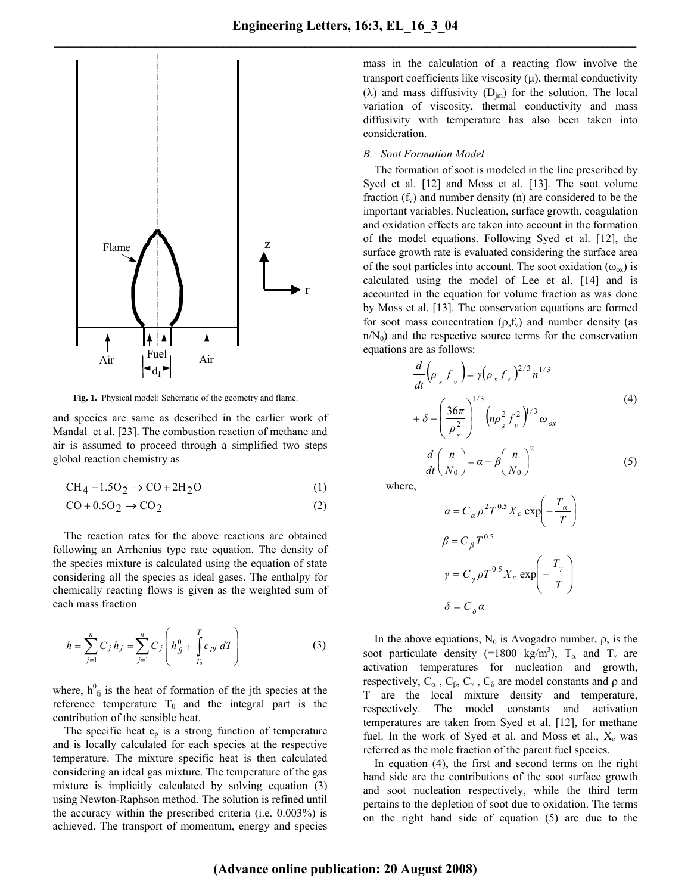Fig. 1. Physical model: Schematic of the geometry and flame.

and species are same as described in the earlier work of Mandal et al. [23]. The combustion reaction of methane and air is assumed to proceed through a simplified two steps global reaction chemistry as

$$CH_4 + 1.5O_2 \rightarrow CO + 2H_2O \tag{1}$$

$$CO + 0.5O_2 \rightarrow CO_2 \tag{2}$$

The reaction rates for the above reactions are obtained following an Arrhenius type rate equation. The density of the species mixture is calculated using the equation of state considering all the species as ideal gases. The enthalpy for chemically reacting flows is given as the weighted sum of each mass fraction

$$h = \sum_{j=1}^{n} C_j h_j = \sum_{j=1}^{n} C_j \left( h_{fj}^0 + \int_{T_o}^{T} c_{pj}\, dT \right) \tag{3}$$

where, $h^0_{fj}$ is the heat of formation of the jth species at the reference temperature $T_0$ and the integral part is the contribution of the sensible heat.

The specific heat $c_p$ is a strong function of temperature and is locally calculated for each species at the respective temperature. The mixture specific heat is then calculated considering an ideal gas mixture. The temperature of the gas mixture is implicitly calculated by solving equation (3) using Newton-Raphson method. The solution is refined until the accuracy within the prescribed criteria (i.e. 0.003%) is achieved. The transport of momentum, energy and species mass in the calculation of a reacting flow involve the transport coefficients like viscosity ($\mu$), thermal conductivity ($\lambda$) and mass diffusivity ($D_{jm}$) for the solution. The local variation of viscosity, thermal conductivity and mass diffusivity with temperature has also been taken into consideration.

### *B. Soot Formation Model*

The formation of soot is modeled in the line prescribed by Syed et al. [12] and Moss et al. [13]. The soot volume fraction ($f_v$) and number density (n) are considered to be the important variables. Nucleation, surface growth, coagulation and oxidation effects are taken into account in the formation of the model equations. Following Syed et al. [12], the surface growth rate is evaluated considering the surface area of the soot particles into account. The soot oxidation ($\omega_{ox}$) is calculated using the model of Lee et al. [14] and is accounted in the equation for volume fraction as was done by Moss et al. [13]. The conservation equations are formed for soot mass concentration ($\rho_s f_v$) and number density (as $n/N_0$) and the respective source terms for the conservation equations are as follows:

$$\frac{d}{dt}\left(\rho_s f_v\right) = \gamma \left(\rho_s f_v\right)^{2/3} n^{1/3} + \delta - \left(\frac{36\pi}{\rho_s^2}\right)^{1/3} \left(n \rho_s^2 f_v^2\right)^{1/3} \omega_{ox} \tag{4}$$

$$\frac{d}{dt}\left(\frac{n}{N_0}\right) = \alpha - \beta \left(\frac{n}{N_0}\right)^2 \tag{5}$$

where,

$$\alpha = C_\alpha \rho^2 T^{0.5} X_c \exp\left(-\frac{T_\alpha}{T}\right)$$

$$\beta = C_\beta T^{0.5}$$

$$\gamma = C_\gamma \rho T^{0.5} X_c \exp\left(-\frac{T_\gamma}{T}\right)$$

$$\delta = C_\delta \alpha$$

In the above equations, $N_0$ is Avogadro number, $\rho_s$ is the soot particulate density (=1800 kg/m$^3$), $T_\alpha$ and $T_\gamma$ are activation temperatures for nucleation and growth, respectively, $C_\alpha$, $C_\beta$, $C_\gamma$, $C_\delta$ are model constants and $\rho$ and T are the local mixture density and temperature, respectively. The model constants and activation temperatures are taken from Syed et al. [12], for methane fuel. In the work of Syed et al. and Moss et al., $X_c$ was referred as the mole fraction of the parent fuel species.

In equation (4), the first and second terms on the right hand side are the contributions of the soot surface growth and soot nucleation respectively, while the third term pertains to the depletion of soot due to oxidation. The terms on the right hand side of equation (5) are due to the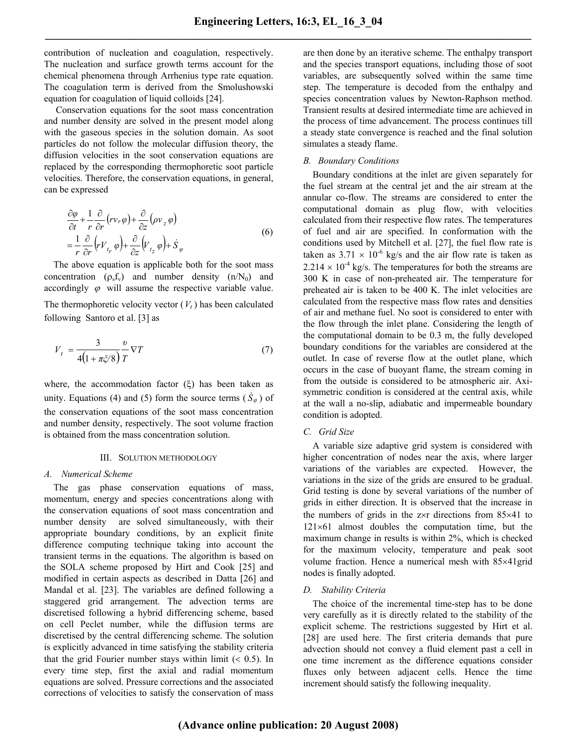contribution of nucleation and coagulation, respectively. The nucleation and surface growth terms account for the chemical phenomena through Arrhenius type rate equation. The coagulation term is derived from the Smolushowski equation for coagulation of liquid colloids [24].

Conservation equations for the soot mass concentration and number density are solved in the present model along with the gaseous species in the solution domain. As soot particles do not follow the molecular diffusion theory, the diffusion velocities in the soot conservation equations are replaced by the corresponding thermophoretic soot particle velocities. Therefore, the conservation equations, in general, can be expressed

$$
\begin{aligned}
&\frac{\partial \varphi}{\partial t}+\frac{1}{r}\frac{\partial}{\partial r}\left(r v_r \varphi\right)+\frac{\partial}{\partial z}\left(\rho v_z \varphi\right) \\
&=\frac{1}{r}\frac{\partial}{\partial r}\left(r V_{t_r}\varphi\right)+\frac{\partial}{\partial z}\left(V_{t_z}\varphi\right)+\dot{S}_{\varphi}
\end{aligned}
\tag{6}
$$

The above equation is applicable both for the soot mass concentration ($\rho_s f_v$) and number density ($n/N_0$) and accordingly $\varphi$ will assume the respective variable value. The thermophoretic velocity vector ($V_t$) has been calculated following Santoro et al. [3] as

$$
V_t = \frac{3}{4\left(1+\pi\xi/8\right)}\frac{\upsilon}{T}\nabla T \tag{7}
$$

where, the accommodation factor ($\xi$) has been taken as unity. Equations (4) and (5) form the source terms ($\dot{S}_{\varphi}$) of the conservation equations of the soot mass concentration and number density, respectively. The soot volume fraction is obtained from the mass concentration solution.

## III. Solution Methodology

### A. Numerical Scheme

The gas phase conservation equations of mass, momentum, energy and species concentrations along with the conservation equations of soot mass concentration and number density are solved simultaneously, with their appropriate boundary conditions, by an explicit finite difference computing technique taking into account the transient terms in the equations. The algorithm is based on the SOLA scheme proposed by Hirt and Cook [25] and modified in certain aspects as described in Datta [26] and Mandal et al. [23]. The variables are defined following a staggered grid arrangement. The advection terms are discretised following a hybrid differencing scheme, based on cell Peclet number, while the diffusion terms are discretised by the central differencing scheme. The solution is explicitly advanced in time satisfying the stability criteria that the grid Fourier number stays within limit (< 0.5). In every time step, first the axial and radial momentum equations are solved. Pressure corrections and the associated corrections of velocities to satisfy the conservation of mass are then done by an iterative scheme. The enthalpy transport and the species transport equations, including those of soot variables, are subsequently solved within the same time step. The temperature is decoded from the enthalpy and species concentration values by Newton-Raphson method. Transient results at desired intermediate time are achieved in the process of time advancement. The process continues till a steady state convergence is reached and the final solution simulates a steady flame.

### B. Boundary Conditions

Boundary conditions at the inlet are given separately for the fuel stream at the central jet and the air stream at the annular co-flow. The streams are considered to enter the computational domain as plug flow, with velocities calculated from their respective flow rates. The temperatures of fuel and air are specified. In conformation with the conditions used by Mitchell et al. [27], the fuel flow rate is taken as $3.71 \times 10^{-6}$ kg/s and the air flow rate is taken as $2.214 \times 10^{-4}$ kg/s. The temperatures for both the streams are 300 K in case of non-preheated air. The temperature for preheated air is taken to be 400 K. The inlet velocities are calculated from the respective mass flow rates and densities of air and methane fuel. No soot is considered to enter with the flow through the inlet plane. Considering the length of the computational domain to be 0.3 m, the fully developed boundary conditions for the variables are considered at the outlet. In case of reverse flow at the outlet plane, which occurs in the case of buoyant flame, the stream coming in from the outside is considered to be atmospheric air. Axi-symmetric condition is considered at the central axis, while at the wall a no-slip, adiabatic and impermeable boundary condition is adopted.

### C. Grid Size

A variable size adaptive grid system is considered with higher concentration of nodes near the axis, where larger variations of the variables are expected. However, the variations in the size of the grids are ensured to be gradual. Grid testing is done by several variations of the number of grids in either direction. It is observed that the increase in the numbers of grids in the z×r directions from 85×41 to 121×61 almost doubles the computation time, but the maximum change in results is within 2%, which is checked for the maximum velocity, temperature and peak soot volume fraction. Hence a numerical mesh with 85×41grid nodes is finally adopted.

### D. Stability Criteria

The choice of the incremental time-step has to be done very carefully as it is directly related to the stability of the explicit scheme. The restrictions suggested by Hirt et al. [28] are used here. The first criteria demands that pure advection should not convey a fluid element past a cell in one time increment as the difference equations consider fluxes only between adjacent cells. Hence the time increment should satisfy the following inequality.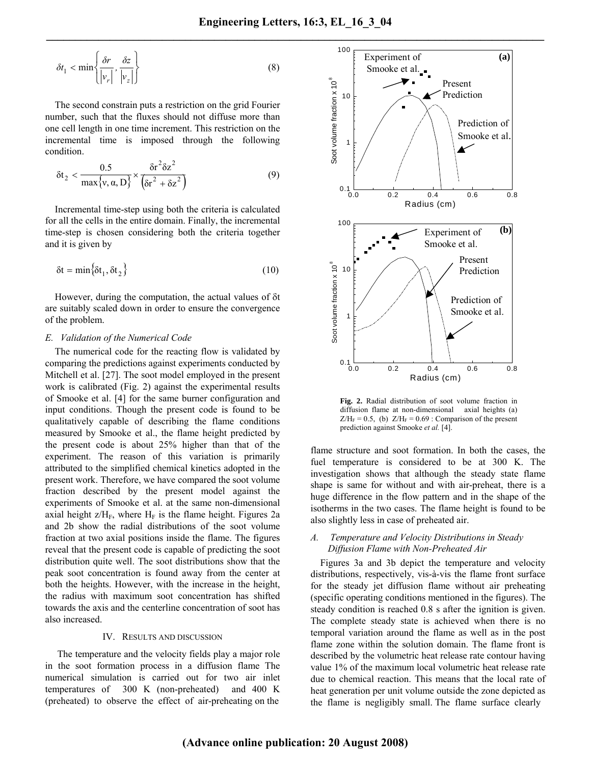$$\delta t_1 < \min\left\{\frac{\delta r}{|v_r|}, \frac{\delta z}{|v_z|}\right\} \tag{8}$$

The second constrain puts a restriction on the grid Fourier number, such that the fluxes should not diffuse more than one cell length in one time increment. This restriction on the incremental time is imposed through the following condition.

$$\delta t_2 < \frac{0.5}{\max\{\nu, \alpha, D\}} \times \frac{\delta r^2 \delta z^2}{\left(\delta r^2 + \delta z^2\right)} \tag{9}$$

Incremental time-step using both the criteria is calculated for all the cells in the entire domain. Finally, the incremental time-step is chosen considering both the criteria together and it is given by

$$\delta t = \min\{\delta t_1, \delta t_2\} \tag{10}$$

However, during the computation, the actual values of $\delta t$ are suitably scaled down in order to ensure the convergence of the problem.

### *E. Validation of the Numerical Code*

The numerical code for the reacting flow is validated by comparing the predictions against experiments conducted by Mitchell et al. [27]. The soot model employed in the present work is calibrated (Fig. 2) against the experimental results of Smooke et al. [4] for the same burner configuration and input conditions. Though the present code is found to be qualitatively capable of describing the flame conditions measured by Smooke et al., the flame height predicted by the present code is about 25% higher than that of the experiment. The reason of this variation is primarily attributed to the simplified chemical kinetics adopted in the present work. Therefore, we have compared the soot volume fraction described by the present model against the experiments of Smooke et al. at the same non-dimensional axial height $z/H_F$, where $H_F$ is the flame height. Figures 2a and 2b show the radial distributions of the soot volume fraction at two axial positions inside the flame. The figures reveal that the present code is capable of predicting the soot distribution quite well. The soot distributions show that the peak soot concentration is found away from the center at both the heights. However, with the increase in the height, the radius with maximum soot concentration has shifted towards the axis and the centerline concentration of soot has also increased.

## IV. Results and Discussion

The temperature and the velocity fields play a major role in the soot formation process in a diffusion flame The numerical simulation is carried out for two air inlet temperatures of 300 K (non-preheated) and 400 K (preheated) to observe the effect of air-preheating on the flame structure and soot formation. In both the cases, the fuel temperature is considered to be at 300 K. The investigation shows that although the steady state flame shape is same for without and with air-preheat, there is a huge difference in the flow pattern and in the shape of the isotherms in the two cases. The flame height is found to be also slightly less in case of preheated air.

**Fig. 2.** Radial distribution of soot volume fraction in diffusion flame at non-dimensional axial heights (a) $Z/H_F = 0.5$, (b) $Z/H_F = 0.69$ : Comparison of the present prediction against Smooke *et al.* [4].

### *A. Temperature and Velocity Distributions in Steady Diffusion Flame with Non-Preheated Air*

Figures 3a and 3b depict the temperature and velocity distributions, respectively, vis-à-vis the flame front surface for the steady jet diffusion flame without air preheating (specific operating conditions mentioned in the figures). The steady condition is reached 0.8 s after the ignition is given. The complete steady state is achieved when there is no temporal variation around the flame as well as in the post flame zone within the solution domain. The flame front is described by the volumetric heat release rate contour having value 1% of the maximum local volumetric heat release rate due to chemical reaction. This means that the local rate of heat generation per unit volume outside the zone depicted as the flame is negligibly small. The flame surface clearly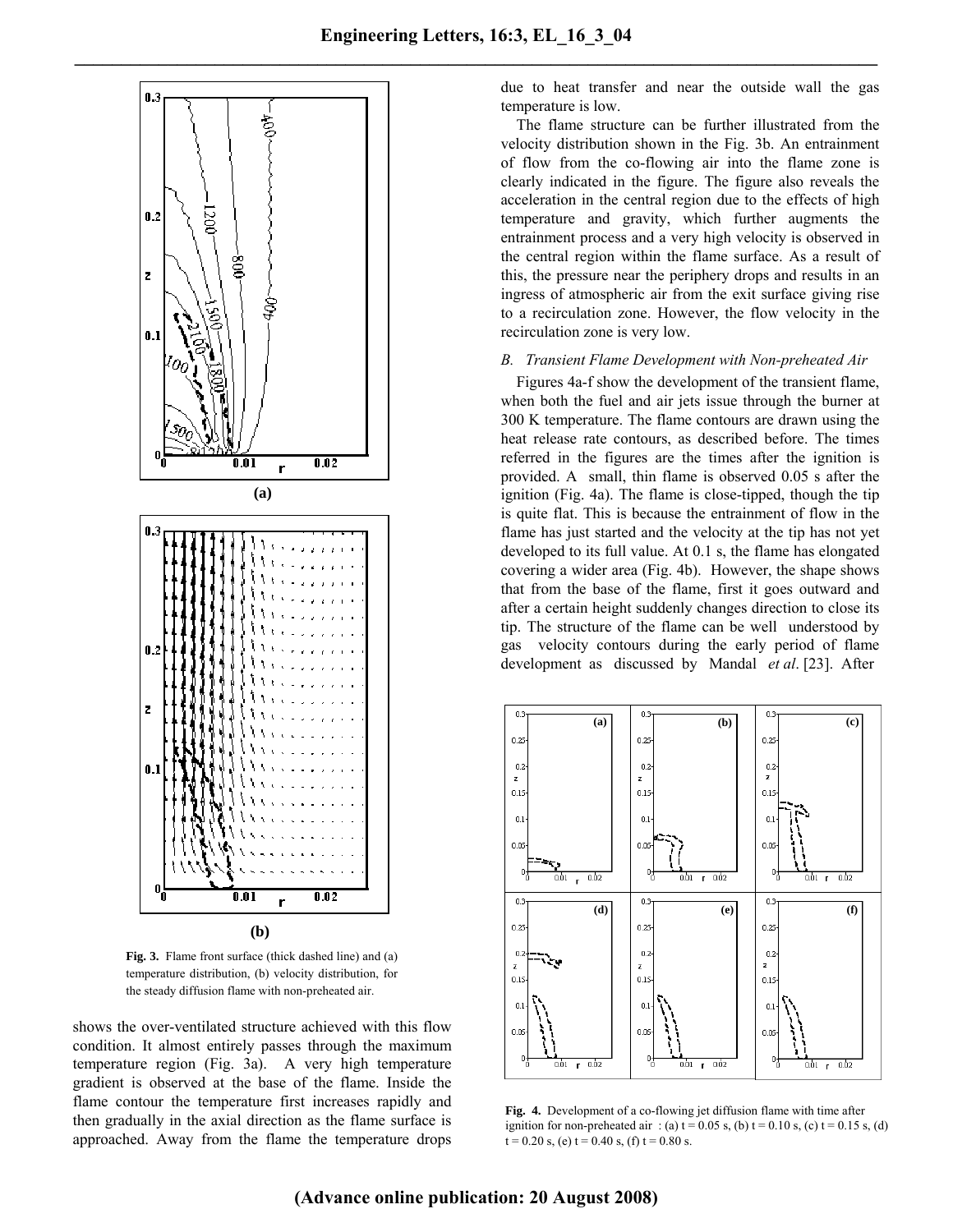**Fig. 3.** Flame front surface (thick dashed line) and (a) temperature distribution, (b) velocity distribution, for the steady diffusion flame with non-preheated air.

shows the over-ventilated structure achieved with this flow condition. It almost entirely passes through the maximum temperature region (Fig. 3a). A very high temperature gradient is observed at the base of the flame. Inside the flame contour the temperature first increases rapidly and then gradually in the axial direction as the flame surface is approached. Away from the flame the temperature drops due to heat transfer and near the outside wall the gas temperature is low.

The flame structure can be further illustrated from the velocity distribution shown in the Fig. 3b. An entrainment of flow from the co-flowing air into the flame zone is clearly indicated in the figure. The figure also reveals the acceleration in the central region due to the effects of high temperature and gravity, which further augments the entrainment process and a very high velocity is observed in the central region within the flame surface. As a result of this, the pressure near the periphery drops and results in an ingress of atmospheric air from the exit surface giving rise to a recirculation zone. However, the flow velocity in the recirculation zone is very low.

### *B. Transient Flame Development with Non-preheated Air*

Figures 4a-f show the development of the transient flame, when both the fuel and air jets issue through the burner at 300 K temperature. The flame contours are drawn using the heat release rate contours, as described before. The times referred in the figures are the times after the ignition is provided. A small, thin flame is observed 0.05 s after the ignition (Fig. 4a). The flame is close-tipped, though the tip is quite flat. This is because the entrainment of flow in the flame has just started and the velocity at the tip has not yet developed to its full value. At 0.1 s, the flame has elongated covering a wider area (Fig. 4b). However, the shape shows that from the base of the flame, first it goes outward and after a certain height suddenly changes direction to close its tip. The structure of the flame can be well understood by gas velocity contours during the early period of flame development as discussed by Mandal *et al*. [23]. After

**Fig. 4.** Development of a co-flowing jet diffusion flame with time after ignition for non-preheated air : (a) t = 0.05 s, (b) t = 0.10 s, (c) t = 0.15 s, (d) t = 0.20 s, (e) t = 0.40 s, (f) t = 0.80 s.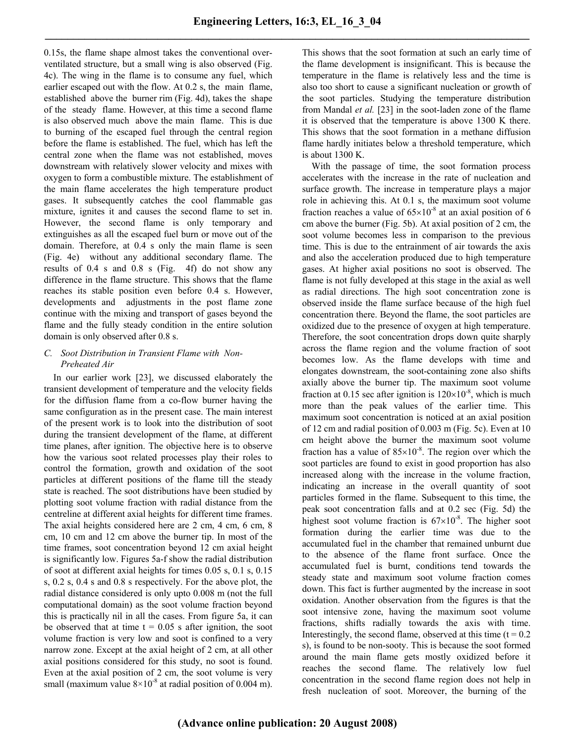0.15s, the flame shape almost takes the conventional over-ventilated structure, but a small wing is also observed (Fig. 4c). The wing in the flame is to consume any fuel, which earlier escaped out with the flow. At 0.2 s, the main flame, established above the burner rim (Fig. 4d), takes the shape of the steady flame. However, at this time a second flame is also observed much above the main flame. This is due to burning of the escaped fuel through the central region before the flame is established. The fuel, which has left the central zone when the flame was not established, moves downstream with relatively slower velocity and mixes with oxygen to form a combustible mixture. The establishment of the main flame accelerates the high temperature product gases. It subsequently catches the cool flammable gas mixture, ignites it and causes the second flame to set in. However, the second flame is only temporary and extinguishes as all the escaped fuel burn or move out of the domain. Therefore, at 0.4 s only the main flame is seen (Fig. 4e) without any additional secondary flame. The results of 0.4 s and 0.8 s (Fig. 4f) do not show any difference in the flame structure. This shows that the flame reaches its stable position even before 0.4 s. However, developments and adjustments in the post flame zone continue with the mixing and transport of gases beyond the flame and the fully steady condition in the entire solution domain is only observed after 0.8 s.

### C. Soot Distribution in Transient Flame with Non-Preheated Air

In our earlier work [23], we discussed elaborately the transient development of temperature and the velocity fields for the diffusion flame from a co-flow burner having the same configuration as in the present case. The main interest of the present work is to look into the distribution of soot during the transient development of the flame, at different time planes, after ignition. The objective here is to observe how the various soot related processes play their roles to control the formation, growth and oxidation of the soot particles at different positions of the flame till the steady state is reached. The soot distributions have been studied by plotting soot volume fraction with radial distance from the centreline at different axial heights for different time frames. The axial heights considered here are 2 cm, 4 cm, 6 cm, 8 cm, 10 cm and 12 cm above the burner tip. In most of the time frames, soot concentration beyond 12 cm axial height is significantly low. Figures 5a-f show the radial distribution of soot at different axial heights for times 0.05 s, 0.1 s, 0.15 s, 0.2 s, 0.4 s and 0.8 s respectively. For the above plot, the radial distance considered is only upto 0.008 m (not the full computational domain) as the soot volume fraction beyond this is practically nil in all the cases. From figure 5a, it can be observed that at time t = 0.05 s after ignition, the soot volume fraction is very low and soot is confined to a very narrow zone. Except at the axial height of 2 cm, at all other axial positions considered for this study, no soot is found. Even at the axial position of 2 cm, the soot volume is very small (maximum value $8\times10^{-8}$ at radial position of 0.004 m). This shows that the soot formation at such an early time of the flame development is insignificant. This is because the temperature in the flame is relatively less and the time is also too short to cause a significant nucleation or growth of the soot particles. Studying the temperature distribution from Mandal *et al.* [23] in the soot-laden zone of the flame it is observed that the temperature is above 1300 K there. This shows that the soot formation in a methane diffusion flame hardly initiates below a threshold temperature, which is about 1300 K.

With the passage of time, the soot formation process accelerates with the increase in the rate of nucleation and surface growth. The increase in temperature plays a major role in achieving this. At 0.1 s, the maximum soot volume fraction reaches a value of $65\times10^{-8}$ at an axial position of 6 cm above the burner (Fig. 5b). At axial position of 2 cm, the soot volume becomes less in comparison to the previous time. This is due to the entrainment of air towards the axis and also the acceleration produced due to high temperature gases. At higher axial positions no soot is observed. The flame is not fully developed at this stage in the axial as well as radial directions. The high soot concentration zone is observed inside the flame surface because of the high fuel concentration there. Beyond the flame, the soot particles are oxidized due to the presence of oxygen at high temperature. Therefore, the soot concentration drops down quite sharply across the flame region and the volume fraction of soot becomes low. As the flame develops with time and elongates downstream, the soot-containing zone also shifts axially above the burner tip. The maximum soot volume fraction at 0.15 sec after ignition is $120\times10^{-8}$, which is much more than the peak values of the earlier time. This maximum soot concentration is noticed at an axial position of 12 cm and radial position of 0.003 m (Fig. 5c). Even at 10 cm height above the burner the maximum soot volume fraction has a value of $85\times10^{-8}$. The region over which the soot particles are found to exist in good proportion has also increased along with the increase in the volume fraction, indicating an increase in the overall quantity of soot particles formed in the flame. Subsequent to this time, the peak soot concentration falls and at 0.2 sec (Fig. 5d) the highest soot volume fraction is $67\times10^{-8}$. The higher soot formation during the earlier time was due to the accumulated fuel in the chamber that remained unburnt due to the absence of the flame front surface. Once the accumulated fuel is burnt, conditions tend towards the steady state and maximum soot volume fraction comes down. This fact is further augmented by the increase in soot oxidation. Another observation from the figures is that the soot intensive zone, having the maximum soot volume fractions, shifts radially towards the axis with time. Interestingly, the second flame, observed at this time (t = 0.2 s), is found to be non-sooty. This is because the soot formed around the main flame gets mostly oxidized before it reaches the second flame. The relatively low fuel concentration in the second flame region does not help in fresh nucleation of soot. Moreover, the burning of the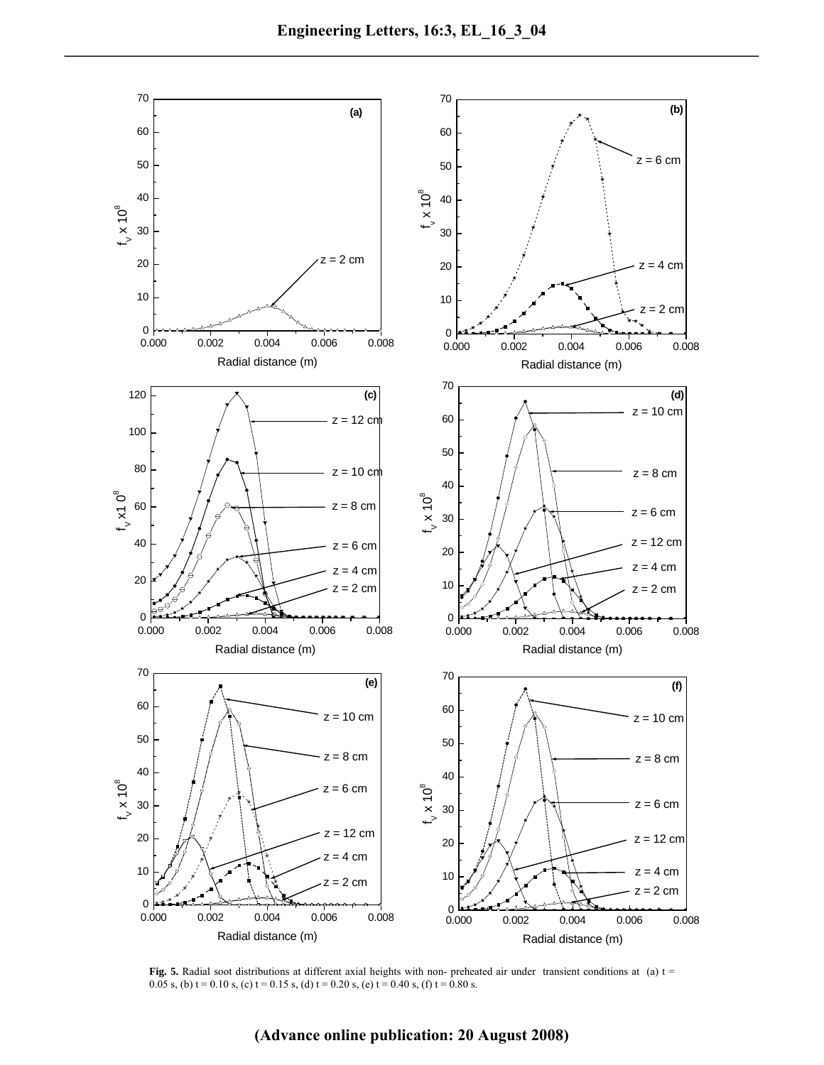**Fig. 5.** Radial soot distributions at different axial heights with non- preheated air under transient conditions at (a) t = 0.05 s, (b) t = 0.10 s, (c) t = 0.15 s, (d) t = 0.20 s, (e) t = 0.40 s, (f) t = 0.80 s.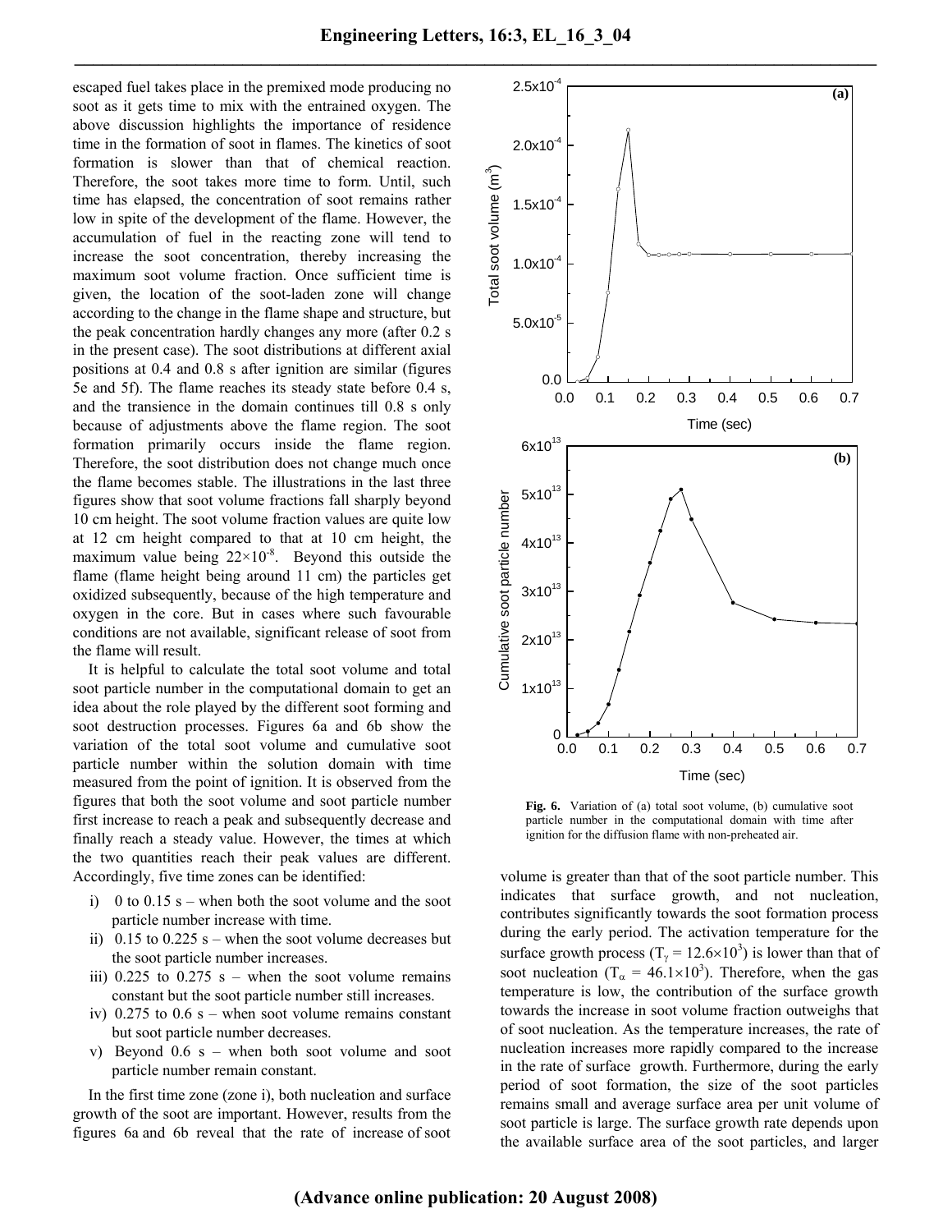escaped fuel takes place in the premixed mode producing no soot as it gets time to mix with the entrained oxygen. The above discussion highlights the importance of residence time in the formation of soot in flames. The kinetics of soot formation is slower than that of chemical reaction. Therefore, the soot takes more time to form. Until, such time has elapsed, the concentration of soot remains rather low in spite of the development of the flame. However, the accumulation of fuel in the reacting zone will tend to increase the soot concentration, thereby increasing the maximum soot volume fraction. Once sufficient time is given, the location of the soot-laden zone will change according to the change in the flame shape and structure, but the peak concentration hardly changes any more (after 0.2 s in the present case). The soot distributions at different axial positions at 0.4 and 0.8 s after ignition are similar (figures 5e and 5f). The flame reaches its steady state before 0.4 s, and the transience in the domain continues till 0.8 s only because of adjustments above the flame region. The soot formation primarily occurs inside the flame region. Therefore, the soot distribution does not change much once the flame becomes stable. The illustrations in the last three figures show that soot volume fractions fall sharply beyond 10 cm height. The soot volume fraction values are quite low at 12 cm height compared to that at 10 cm height, the maximum value being $22\times10^{-8}$. Beyond this outside the flame (flame height being around 11 cm) the particles get oxidized subsequently, because of the high temperature and oxygen in the core. But in cases where such favourable conditions are not available, significant release of soot from the flame will result.

It is helpful to calculate the total soot volume and total soot particle number in the computational domain to get an idea about the role played by the different soot forming and soot destruction processes. Figures 6a and 6b show the variation of the total soot volume and cumulative soot particle number within the solution domain with time measured from the point of ignition. It is observed from the figures that both the soot volume and soot particle number first increase to reach a peak and subsequently decrease and finally reach a steady value. However, the times at which the two quantities reach their peak values are different. Accordingly, five time zones can be identified:

i) 0 to 0.15 s – when both the soot volume and the soot particle number increase with time.
ii) 0.15 to 0.225 s – when the soot volume decreases but the soot particle number increases.
iii) 0.225 to 0.275 s – when the soot volume remains constant but the soot particle number still increases.
iv) 0.275 to 0.6 s – when soot volume remains constant but soot particle number decreases.
v) Beyond 0.6 s – when both soot volume and soot particle number remain constant.

In the first time zone (zone i), both nucleation and surface growth of the soot are important. However, results from the figures 6a and 6b reveal that the rate of increase of soot volume is greater than that of the soot particle number. This indicates that surface growth, and not nucleation, contributes significantly towards the soot formation process during the early period. The activation temperature for the surface growth process ($T_\gamma = 12.6\times10^3$) is lower than that of soot nucleation ($T_\alpha = 46.1\times10^3$). Therefore, when the gas temperature is low, the contribution of the surface growth towards the increase in soot volume fraction outweighs that of soot nucleation. As the temperature increases, the rate of nucleation increases more rapidly compared to the increase in the rate of surface growth. Furthermore, during the early period of soot formation, the size of the soot particles remains small and average surface area per unit volume of soot particle is large. The surface growth rate depends upon the available surface area of the soot particles, and larger

**Fig. 6.** Variation of (a) total soot volume, (b) cumulative soot particle number in the computational domain with time after ignition for the diffusion flame with non-preheated air.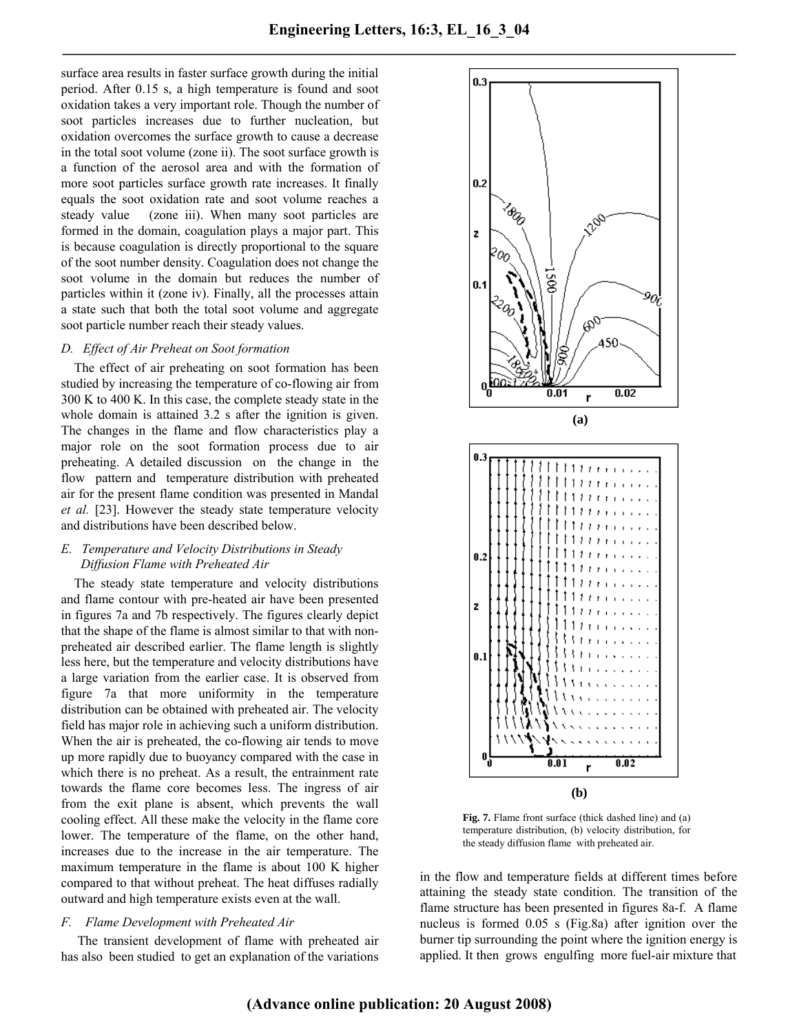surface area results in faster surface growth during the initial period. After 0.15 s, a high temperature is found and soot oxidation takes a very important role. Though the number of soot particles increases due to further nucleation, but oxidation overcomes the surface growth to cause a decrease in the total soot volume (zone ii). The soot surface growth is a function of the aerosol area and with the formation of more soot particles surface growth rate increases. It finally equals the soot oxidation rate and soot volume reaches a steady value (zone iii). When many soot particles are formed in the domain, coagulation plays a major part. This is because coagulation is directly proportional to the square of the soot number density. Coagulation does not change the soot volume in the domain but reduces the number of particles within it (zone iv). Finally, all the processes attain a state such that both the total soot volume and aggregate soot particle number reach their steady values.

### *D. Effect of Air Preheat on Soot formation*

The effect of air preheating on soot formation has been studied by increasing the temperature of co-flowing air from 300 K to 400 K. In this case, the complete steady state in the whole domain is attained 3.2 s after the ignition is given. The changes in the flame and flow characteristics play a major role on the soot formation process due to air preheating. A detailed discussion on the change in the flow pattern and temperature distribution with preheated air for the present flame condition was presented in Mandal *et al.* [23]. However the steady state temperature velocity and distributions have been described below.

### *E. Temperature and Velocity Distributions in Steady Diffusion Flame with Preheated Air*

The steady state temperature and velocity distributions and flame contour with pre-heated air have been presented in figures 7a and 7b respectively. The figures clearly depict that the shape of the flame is almost similar to that with non-preheated air described earlier. The flame length is slightly less here, but the temperature and velocity distributions have a large variation from the earlier case. It is observed from figure 7a that more uniformity in the temperature distribution can be obtained with preheated air. The velocity field has major role in achieving such a uniform distribution. When the air is preheated, the co-flowing air tends to move up more rapidly due to buoyancy compared with the case in which there is no preheat. As a result, the entrainment rate towards the flame core becomes less. The ingress of air from the exit plane is absent, which prevents the wall cooling effect. All these make the velocity in the flame core lower. The temperature of the flame, on the other hand, increases due to the increase in the air temperature. The maximum temperature in the flame is about 100 K higher compared to that without preheat. The heat diffuses radially outward and high temperature exists even at the wall.

### *F. Flame Development with Preheated Air*

The transient development of flame with preheated air has also been studied to get an explanation of the variations in the flow and temperature fields at different times before attaining the steady state condition. The transition of the flame structure has been presented in figures 8a-f. A flame nucleus is formed 0.05 s (Fig.8a) after ignition over the burner tip surrounding the point where the ignition energy is applied. It then grows engulfing more fuel-air mixture that

**Fig. 7.** Flame front surface (thick dashed line) and (a) temperature distribution, (b) velocity distribution, for the steady diffusion flame with preheated air.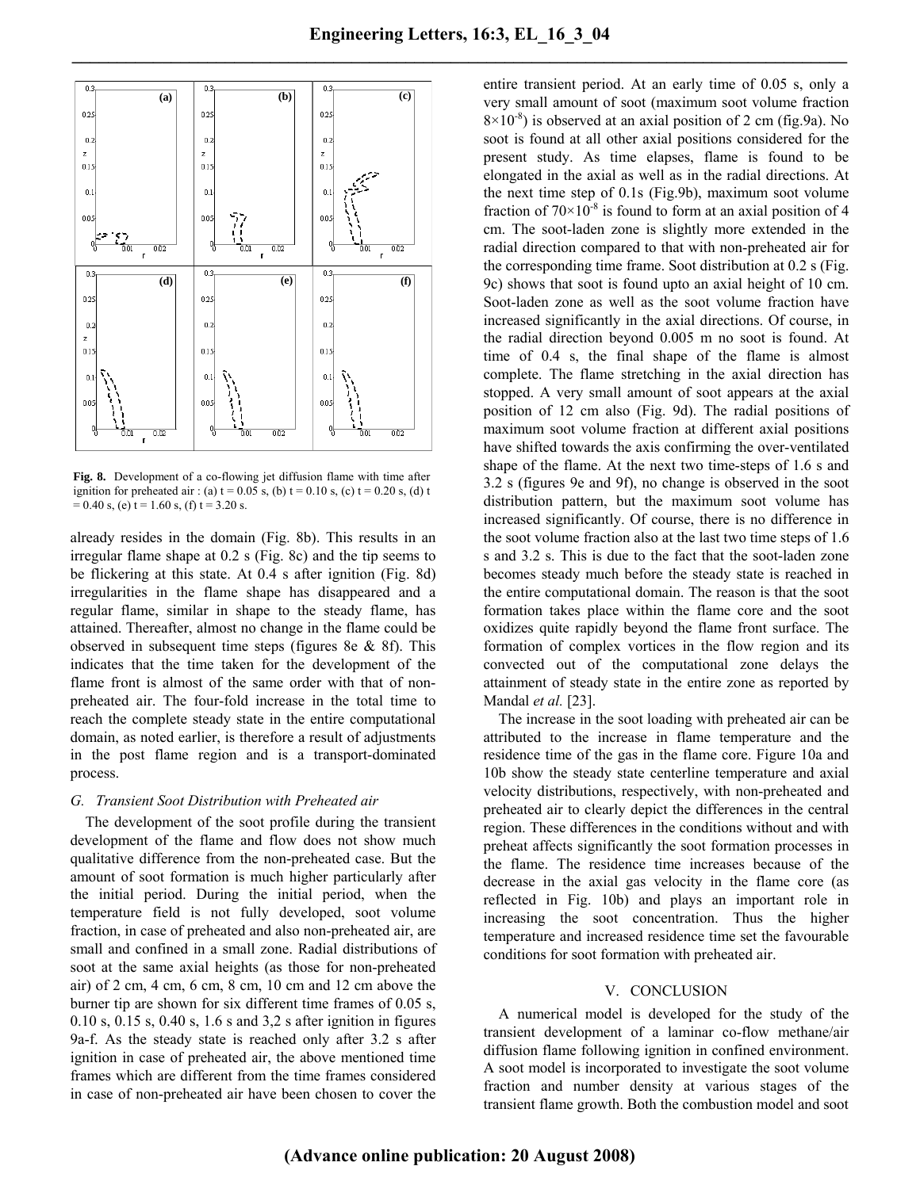Fig. 8. Development of a co-flowing jet diffusion flame with time after ignition for preheated air : (a) t = 0.05 s, (b) t = 0.10 s, (c) t = 0.20 s, (d) t = 0.40 s, (e) t = 1.60 s, (f) t = 3.20 s.

already resides in the domain (Fig. 8b). This results in an irregular flame shape at 0.2 s (Fig. 8c) and the tip seems to be flickering at this state. At 0.4 s after ignition (Fig. 8d) irregularities in the flame shape has disappeared and a regular flame, similar in shape to the steady flame, has attained. Thereafter, almost no change in the flame could be observed in subsequent time steps (figures 8e & 8f). This indicates that the time taken for the development of the flame front is almost of the same order with that of non-preheated air. The four-fold increase in the total time to reach the complete steady state in the entire computational domain, as noted earlier, is therefore a result of adjustments in the post flame region and is a transport-dominated process.

### G. Transient Soot Distribution with Preheated air

The development of the soot profile during the transient development of the flame and flow does not show much qualitative difference from the non-preheated case. But the amount of soot formation is much higher particularly after the initial period. During the initial period, when the temperature field is not fully developed, soot volume fraction, in case of preheated and also non-preheated air, are small and confined in a small zone. Radial distributions of soot at the same axial heights (as those for non-preheated air) of 2 cm, 4 cm, 6 cm, 8 cm, 10 cm and 12 cm above the burner tip are shown for six different time frames of 0.05 s, 0.10 s, 0.15 s, 0.40 s, 1.6 s and 3,2 s after ignition in figures 9a-f. As the steady state is reached only after 3.2 s after ignition in case of preheated air, the above mentioned time frames which are different from the time frames considered in case of non-preheated air have been chosen to cover the entire transient period. At an early time of 0.05 s, only a very small amount of soot (maximum soot volume fraction $8\times10^{-8}$) is observed at an axial position of 2 cm (fig.9a). No soot is found at all other axial positions considered for the present study. As time elapses, flame is found to be elongated in the axial as well as in the radial directions. At the next time step of 0.1s (Fig.9b), maximum soot volume fraction of $70\times10^{-8}$ is found to form at an axial position of 4 cm. The soot-laden zone is slightly more extended in the radial direction compared to that with non-preheated air for the corresponding time frame. Soot distribution at 0.2 s (Fig. 9c) shows that soot is found upto an axial height of 10 cm. Soot-laden zone as well as the soot volume fraction have increased significantly in the axial directions. Of course, in the radial direction beyond 0.005 m no soot is found. At time of 0.4 s, the final shape of the flame is almost complete. The flame stretching in the axial direction has stopped. A very small amount of soot appears at the axial position of 12 cm also (Fig. 9d). The radial positions of maximum soot volume fraction at different axial positions have shifted towards the axis confirming the over-ventilated shape of the flame. At the next two time-steps of 1.6 s and 3.2 s (figures 9e and 9f), no change is observed in the soot distribution pattern, but the maximum soot volume has increased significantly. Of course, there is no difference in the soot volume fraction also at the last two time steps of 1.6 s and 3.2 s. This is due to the fact that the soot-laden zone becomes steady much before the steady state is reached in the entire computational domain. The reason is that the soot formation takes place within the flame core and the soot oxidizes quite rapidly beyond the flame front surface. The formation of complex vortices in the flow region and its convected out of the computational zone delays the attainment of steady state in the entire zone as reported by Mandal *et al.* [23].

The increase in the soot loading with preheated air can be attributed to the increase in flame temperature and the residence time of the gas in the flame core. Figure 10a and 10b show the steady state centerline temperature and axial velocity distributions, respectively, with non-preheated and preheated air to clearly depict the differences in the central region. These differences in the conditions without and with preheat affects significantly the soot formation processes in the flame. The residence time increases because of the decrease in the axial gas velocity in the flame core (as reflected in Fig. 10b) and plays an important role in increasing the soot concentration. Thus the higher temperature and increased residence time set the favourable conditions for soot formation with preheated air.

## V. CONCLUSION

A numerical model is developed for the study of the transient development of a laminar co-flow methane/air diffusion flame following ignition in confined environment. A soot model is incorporated to investigate the soot volume fraction and number density at various stages of the transient flame growth. Both the combustion model and soot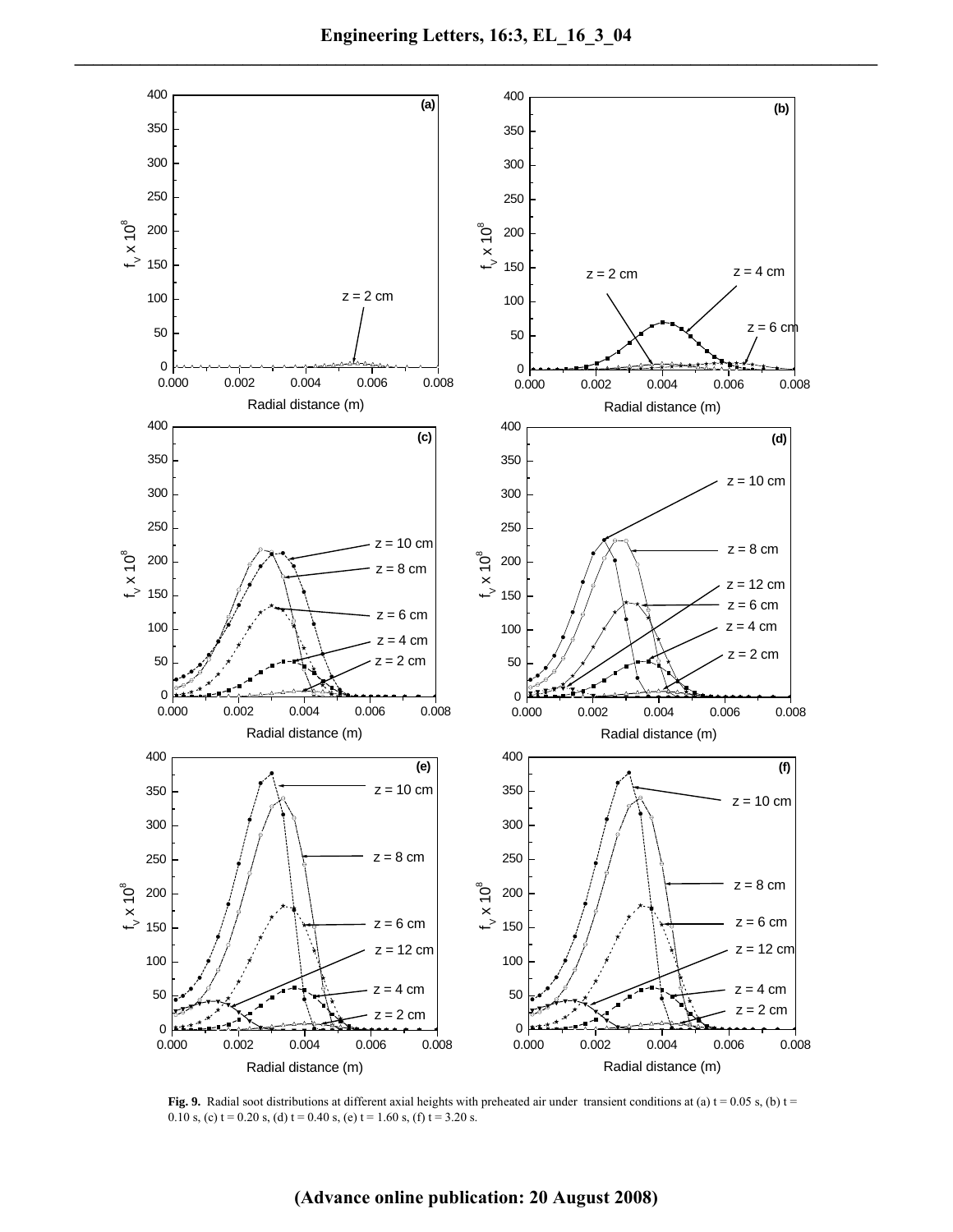**Fig. 9.** Radial soot distributions at different axial heights with preheated air under transient conditions at (a) t = 0.05 s, (b) t = 0.10 s, (c) t = 0.20 s, (d) t = 0.40 s, (e) t = 1.60 s, (f) t = 3.20 s.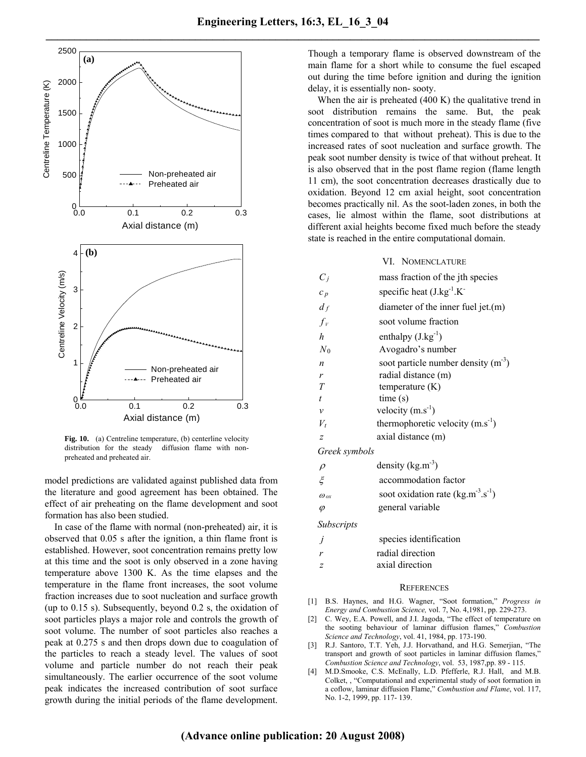**Fig. 10.** (a) Centreline temperature, (b) centerline velocity distribution for the steady diffusion flame with non-preheated and preheated air.

model predictions are validated against published data from the literature and good agreement has been obtained. The effect of air preheating on the flame development and soot formation has also been studied.

In case of the flame with normal (non-preheated) air, it is observed that 0.05 s after the ignition, a thin flame front is established. However, soot concentration remains pretty low at this time and the soot is only observed in a zone having temperature above 1300 K. As the time elapses and the temperature in the flame front increases, the soot volume fraction increases due to soot nucleation and surface growth (up to 0.15 s). Subsequently, beyond 0.2 s, the oxidation of soot particles plays a major role and controls the growth of soot volume. The number of soot particles also reaches a peak at 0.275 s and then drops down due to coagulation of the particles to reach a steady level. The values of soot volume and particle number do not reach their peak simultaneously. The earlier occurrence of the soot volume peak indicates the increased contribution of soot surface growth during the initial periods of the flame development. Though a temporary flame is observed downstream of the main flame for a short while to consume the fuel escaped out during the time before ignition and during the ignition delay, it is essentially non- sooty.

When the air is preheated (400 K) the qualitative trend in soot distribution remains the same. But, the peak concentration of soot is much more in the steady flame (five times compared to that without preheat). This is due to the increased rates of soot nucleation and surface growth. The peak soot number density is twice of that without preheat. It is also observed that in the post flame region (flame length 11 cm), the soot concentration decreases drastically due to oxidation. Beyond 12 cm axial height, soot concentration becomes practically nil. As the soot-laden zones, in both the cases, lie almost within the flame, soot distributions at different axial heights become fixed much before the steady state is reached in the entire computational domain.

## VI. Nomenclature

| | |
|---|---|
| $C_j$ | mass fraction of the jth species |
| $c_p$ | specific heat ($J.kg^{-1}.K^{-}$ |
| $d_f$ | diameter of the inner fuel jet.(m) |
| $f_V$ | soot volume fraction |
| $h$ | enthalpy ($J.kg^{-1}$) |
| $N_0$ | Avogadro's number |
| $n$ | soot particle number density ($m^{-3}$) |
| $r$ | radial distance (m) |
| $T$ | temperature (K) |
| $t$ | time (s) |
| $v$ | velocity ($m.s^{-1}$) |
| $V_t$ | thermophoretic velocity ($m.s^{-1}$) |
| $z$ | axial distance (m) |

*Greek symbols*

| | |
|---|---|
| $\rho$ | density ($kg.m^{-3}$) |
| $\xi$ | accommodation factor |
| $\omega_{ox}$ | soot oxidation rate ($kg.m^{-3}.s^{-1}$) |
| $\varphi$ | general variable |

*Subscripts*

| | |
|---|---|
| $j$ | species identification |
| $r$ | radial direction |
| $z$ | axial direction |

## References

[1] B.S. Haynes, and H.G. Wagner, "Soot formation," *Progress in Energy and Combustion Science,* vol. 7, No. 4,1981, pp. 229-273.

[2] C. Wey, E.A. Powell, and J.I. Jagoda, "The effect of temperature on the sooting behaviour of laminar diffusion flames," *Combustion Science and Technology*, vol. 41, 1984, pp. 173-190.

[3] R.J. Santoro, T.T. Yeh, J.J. Horvathand, and H.G. Semerjian, "The transport and growth of soot particles in laminar diffusion flames," *Combustion Science and Technology*, vol. 53, 1987,pp. 89 - 115.

[4] M.D.Smooke, C.S. McEnally, L.D. Pfefferle, R.J. Hall, and M.B. Colket, , "Computational and experimental study of soot formation in a coflow, laminar diffusion Flame," *Combustion and Flame*, vol. 117, No. 1-2, 1999, pp. 117- 139.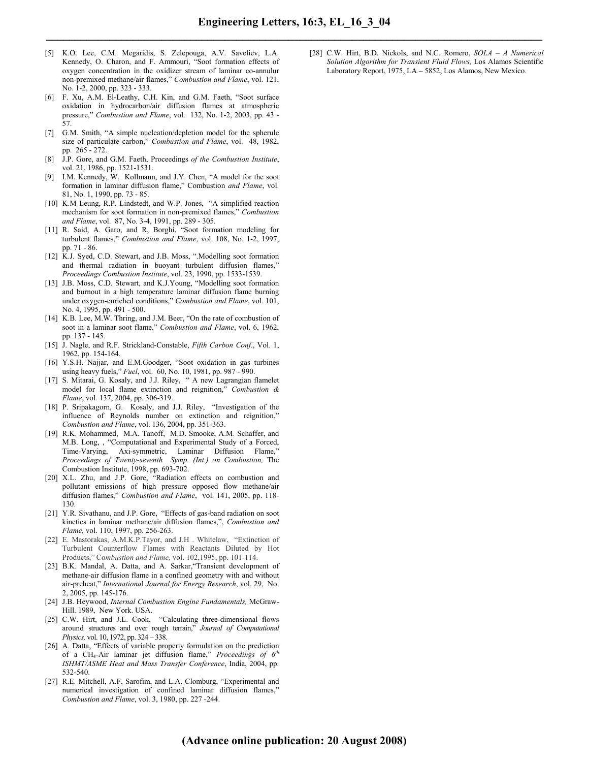[5] K.O. Lee, C.M. Megaridis, S. Zelepouga, A.V. Saveliev, L.A. Kennedy, O. Charon, and F. Ammouri, "Soot formation effects of oxygen concentration in the oxidizer stream of laminar co-annulur non-premixed methane/air flames," *Combustion and Flame*, vol. 121, No. 1-2, 2000, pp. 323 - 333.

[6] F. Xu, A.M. El-Leathy, C.H. Kin, and G.M. Faeth, "Soot surface oxidation in hydrocarbon/air diffusion flames at atmospheric pressure," *Combustion and Flame*, vol. 132, No. 1-2, 2003, pp. 43 - 57.

[7] G.M. Smith, "A simple nucleation/depletion model for the spherule size of particulate carbon," *Combustion and Flame*, vol. 48, 1982, pp. 265 - 272.

[8] J.P. Gore, and G.M. Faeth, Proceedings *of the Combustion Institute*, vol. 21, 1986, pp. 1521-1531.

[9] I.M. Kennedy, W. Kollmann, and J.Y. Chen, "A model for the soot formation in laminar diffusion flame," Combustion *and Flame*, vol. 81, No. 1, 1990, pp. 73 - 85.

[10] K.M Leung, R.P. Lindstedt, and W.P. Jones, "A simplified reaction mechanism for soot formation in non-premixed flames," *Combustion and Flame*, vol. 87, No. 3-4, 1991, pp. 289 - 305.

[11] R. Said, A. Garo, and R, Borghi, "Soot formation modeling for turbulent flames," *Combustion and Flame*, vol. 108, No. 1-2, 1997, pp. 71 - 86.

[12] K.J. Syed, C.D. Stewart, and J.B. Moss, ".Modelling soot formation and thermal radiation in buoyant turbulent diffusion flames," *Proceedings Combustion Institute*, vol. 23, 1990, pp. 1533-1539.

[13] J.B. Moss, C.D. Stewart, and K.J.Young, "Modelling soot formation and burnout in a high temperature laminar diffusion flame burning under oxygen-enriched conditions," *Combustion and Flame*, vol. 101, No. 4, 1995, pp. 491 - 500.

[14] K.B. Lee, M.W. Thring, and J.M. Beer, "On the rate of combustion of soot in a laminar soot flame," *Combustion and Flame*, vol. 6, 1962, pp. 137 - 145.

[15] J. Nagle, and R.F. Strickland-Constable, *Fifth Carbon Conf*., Vol. 1, 1962, pp. 154-164.

[16] Y.S.H. Najjar, and E.M.Goodger, "Soot oxidation in gas turbines using heavy fuels," *Fuel*, vol. 60, No. 10, 1981, pp. 987 - 990.

[17] S. Mitarai, G. Kosaly, and J.J. Riley, " A new Lagrangian flamelet model for local flame extinction and reignition," *Combustion & Flame*, vol. 137, 2004, pp. 306-319.

[18] P. Sripakagorn, G. Kosaly, and J.J. Riley, "Investigation of the influence of Reynolds number on extinction and reignition," *Combustion and Flame*, vol. 136, 2004, pp. 351-363.

[19] R.K. Mohammed, M.A. Tanoff, M.D. Smooke, A.M. Schaffer, and M.B. Long, , "Computational and Experimental Study of a Forced, Time-Varying, Axi-symmetric, Laminar Diffusion Flame," *Proceedings of Twenty-seventh Symp. (Int.) on Combustion,* The Combustion Institute, 1998, pp. 693-702.

[20] X.L. Zhu, and J.P. Gore, "Radiation effects on combustion and pollutant emissions of high pressure opposed flow methane/air diffusion flames," *Combustion and Flame*, vol. 141, 2005, pp. 118-130.

[21] Y.R. Sivathanu, and J.P. Gore, "Effects of gas-band radiation on soot kinetics in laminar methane/air diffusion flames,", *Combustion and Flame,* vol. 110, 1997, pp. 256-263.

[22] E. Mastorakas, A.M.K.P.Tayor, and J.H . Whitelaw, "Extinction of Turbulent Counterflow Flames with Reactants Diluted by Hot Products," C*ombustion and Flame,* vol. 102,1995, pp. 101-114.

[23] B.K. Mandal, A. Datta, and A. Sarkar,"Transient development of methane-air diffusion flame in a confined geometry with and without air-preheat," *International Journal for Energy Research*, vol. 29, No. 2, 2005, pp. 145-176.

[24] J.B. Heywood, *Internal Combustion Engine Fundamentals,* McGraw-Hill. 1989, New York. USA.

[25] C.W. Hirt, and J.L. Cook, "Calculating three-dimensional flows around structures and over rough terrain," *Journal of Computational Physics,* vol. 10, 1972, pp. 324 – 338.

[26] A. Datta, "Effects of variable property formulation on the prediction of a $CH_4$-Air laminar jet diffusion flame," *Proceedings of 6th ISHMT/ASME Heat and Mass Transfer Conference*, India, 2004, pp. 532-540.

[27] R.E. Mitchell, A.F. Sarofim, and L.A. Clomburg, "Experimental and numerical investigation of confined laminar diffusion flames," *Combustion and Flame*, vol. 3, 1980, pp. 227 -244.

[28] C.W. Hirt, B.D. Nickols, and N.C. Romero, *SOLA – A Numerical Solution Algorithm for Transient Fluid Flows,* Los Alamos Scientific Laboratory Report, 1975, LA – 5852, Los Alamos, New Mexico.